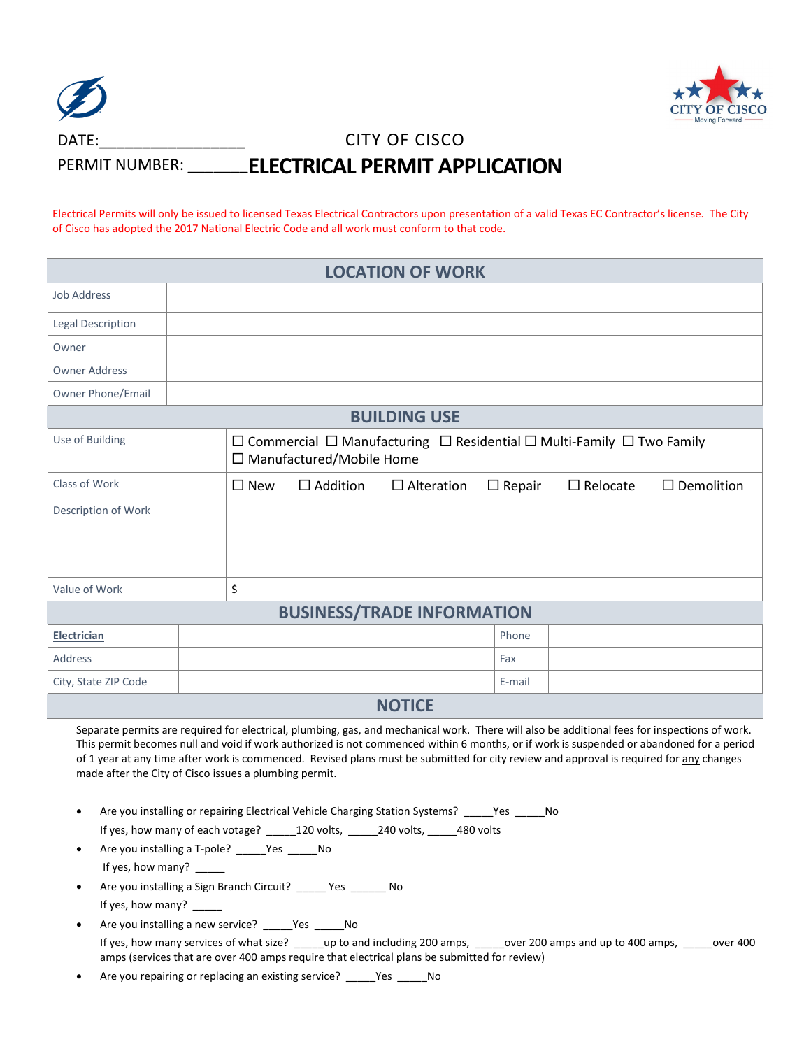CITY OF CISCO
Moving Forward

DATE:_________________

CITY OF CISCO

PERMIT NUMBER: _______**ELECTRICAL PERMIT APPLICATION**

Electrical Permits will only be issued to licensed Texas Electrical Contractors upon presentation of a valid Texas EC Contractor's license. The City of Cisco has adopted the 2017 National Electric Code and all work must conform to that code.

| LOCATION OF WORK | |
|---|---|
| Job Address | |
| Legal Description | |
| Owner | |
| Owner Address | |
| Owner Phone/Email | |

| BUILDING USE | |
|---|---|
| Use of Building | ☐ Commercial ☐ Manufacturing ☐ Residential ☐ Multi-Family ☐ Two Family ☐ Manufactured/Mobile Home |
| Class of Work | ☐ New ☐ Addition ☐ Alteration ☐ Repair ☐ Relocate ☐ Demolition |
| Description of Work | |
| Value of Work | $ |

| BUSINESS/TRADE INFORMATION | | | |
|---|---|---|---|
| **Electrician** | | Phone | |
| Address | | Fax | |
| City, State ZIP Code | | E-mail | |

## NOTICE

Separate permits are required for electrical, plumbing, gas, and mechanical work. There will also be additional fees for inspections of work. This permit becomes null and void if work authorized is not commenced within 6 months, or if work is suspended or abandoned for a period of 1 year at any time after work is commenced. Revised plans must be submitted for city review and approval is required for any changes made after the City of Cisco issues a plumbing permit.

- Are you installing or repairing Electrical Vehicle Charging Station Systems? _____Yes _____No
  If yes, how many of each votage? _____120 volts, _____240 volts, _____480 volts
- Are you installing a T-pole? _____Yes _____No
  If yes, how many? _____
- Are you installing a Sign Branch Circuit? _____ Yes ______ No
  If yes, how many? _____
- Are you installing a new service? _____Yes _____No
  If yes, how many services of what size? _____up to and including 200 amps, _____over 200 amps and up to 400 amps, _____over 400 amps (services that are over 400 amps require that electrical plans be submitted for review)
- Are you repairing or replacing an existing service? _____Yes _____No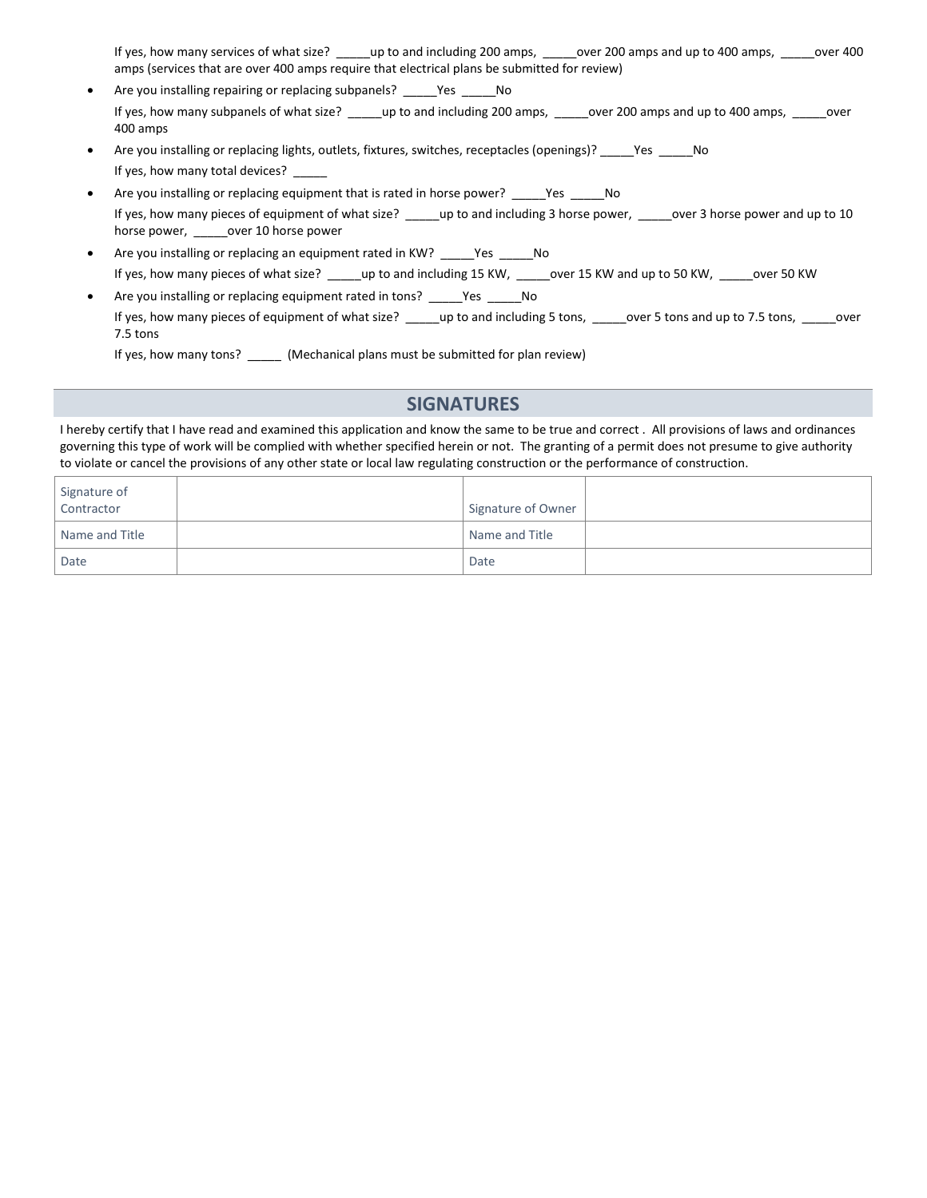If yes, how many services of what size? _____up to and including 200 amps, _____over 200 amps and up to 400 amps, _____over 400 amps (services that are over 400 amps require that electrical plans be submitted for review)

- Are you installing repairing or replacing subpanels? _____Yes _____No

  If yes, how many subpanels of what size? _____up to and including 200 amps, _____over 200 amps and up to 400 amps, _____over 400 amps

- Are you installing or replacing lights, outlets, fixtures, switches, receptacles (openings)? _____Yes _____No

  If yes, how many total devices? _____

- Are you installing or replacing equipment that is rated in horse power? _____Yes _____No

  If yes, how many pieces of equipment of what size? _____up to and including 3 horse power, _____over 3 horse power and up to 10 horse power, _____over 10 horse power

- Are you installing or replacing an equipment rated in KW? _____Yes _____No

  If yes, how many pieces of what size? _____up to and including 15 KW, _____over 15 KW and up to 50 KW, _____over 50 KW

- Are you installing or replacing equipment rated in tons? _____Yes _____No

  If yes, how many pieces of equipment of what size? _____up to and including 5 tons, _____over 5 tons and up to 7.5 tons, _____over 7.5 tons

  If yes, how many tons? _____ (Mechanical plans must be submitted for plan review)

## SIGNATURES

I hereby certify that I have read and examined this application and know the same to be true and correct . All provisions of laws and ordinances governing this type of work will be complied with whether specified herein or not. The granting of a permit does not presume to give authority to violate or cancel the provisions of any other state or local law regulating construction or the performance of construction.

| | | | |
|---|---|---|---|
| Signature of Contractor | | Signature of Owner | |
| Name and Title | | Name and Title | |
| Date | | Date | |